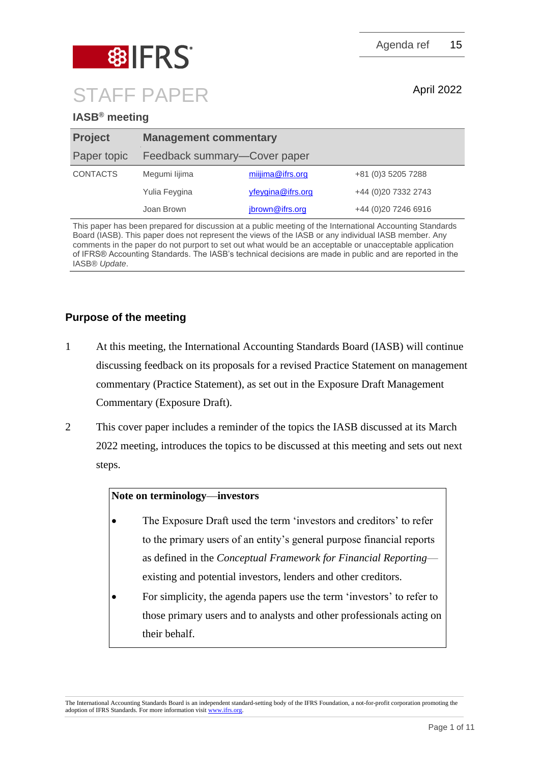IFRS

Agenda ref 15

# STAFF PAPER

April 2022

**IASB® meeting**

| **Project** | **Management commentary** | |
|---|---|---|
| Paper topic | Feedback summary—Cover paper | |
| CONTACTS | Megumi Iijima | miijima@ifrs.org | +81 (0)3 5205 7288 |
| | Yulia Feygina | yfeygina@ifrs.org | +44 (0)20 7332 2743 |
| | Joan Brown | jbrown@ifrs.org | +44 (0)20 7246 6916 |

This paper has been prepared for discussion at a public meeting of the International Accounting Standards Board (IASB). This paper does not represent the views of the IASB or any individual IASB member. Any comments in the paper do not purport to set out what would be an acceptable or unacceptable application of IFRS® Accounting Standards. The IASB's technical decisions are made in public and are reported in the IASB® *Update*.

## Purpose of the meeting

1. At this meeting, the International Accounting Standards Board (IASB) will continue discussing feedback on its proposals for a revised Practice Statement on management commentary (Practice Statement), as set out in the Exposure Draft Management Commentary (Exposure Draft).

2. This cover paper includes a reminder of the topics the IASB discussed at its March 2022 meeting, introduces the topics to be discussed at this meeting and sets out next steps.

> **Note on terminology—investors**
>
> - The Exposure Draft used the term 'investors and creditors' to refer to the primary users of an entity's general purpose financial reports as defined in the *Conceptual Framework for Financial Reporting*—existing and potential investors, lenders and other creditors.
> - For simplicity, the agenda papers use the term 'investors' to refer to those primary users and to analysts and other professionals acting on their behalf.

The International Accounting Standards Board is an independent standard-setting body of the IFRS Foundation, a not-for-profit corporation promoting the adoption of IFRS Standards. For more information visit www.ifrs.org.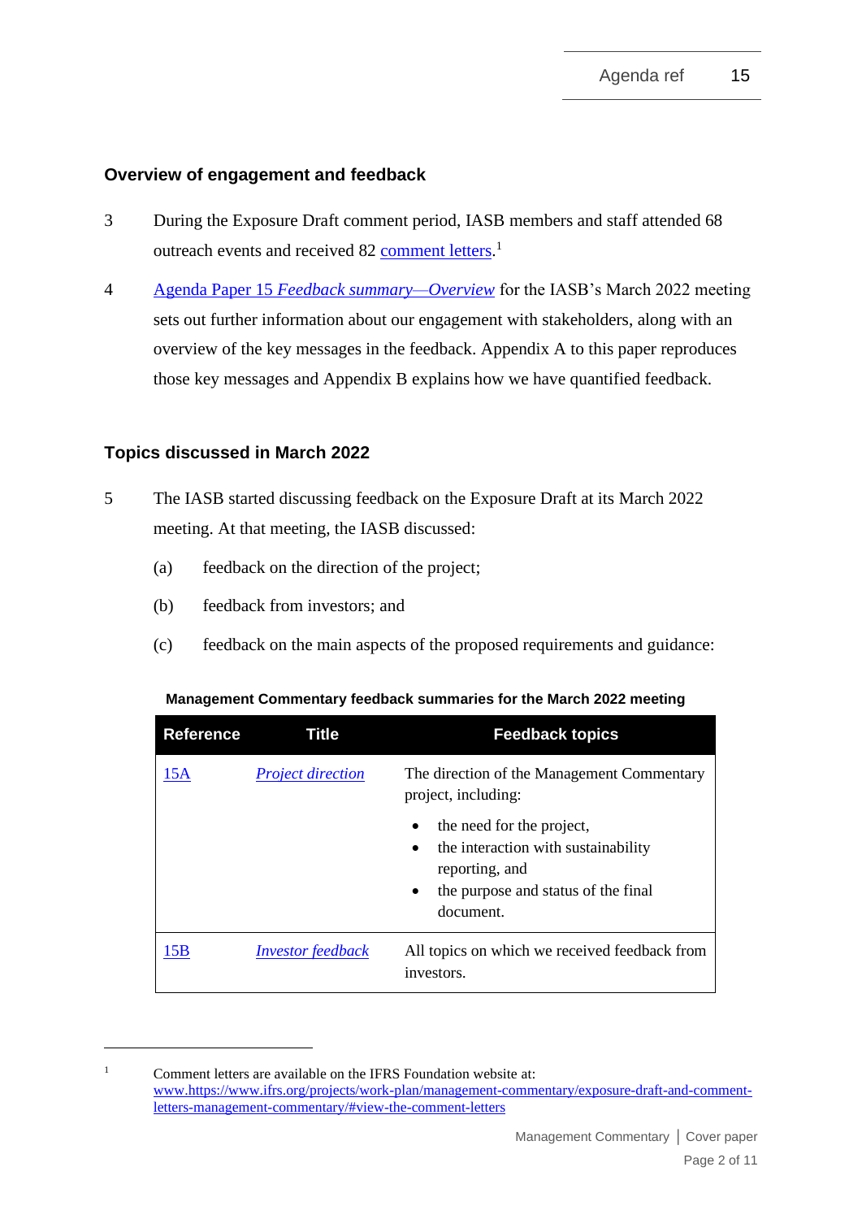## Overview of engagement and feedback

3 During the Exposure Draft comment period, IASB members and staff attended 68 outreach events and received 82 comment letters.[1]

4 Agenda Paper 15 *Feedback summary—Overview* for the IASB's March 2022 meeting sets out further information about our engagement with stakeholders, along with an overview of the key messages in the feedback. Appendix A to this paper reproduces those key messages and Appendix B explains how we have quantified feedback.

## Topics discussed in March 2022

5 The IASB started discussing feedback on the Exposure Draft at its March 2022 meeting. At that meeting, the IASB discussed:

(a) feedback on the direction of the project;

(b) feedback from investors; and

(c) feedback on the main aspects of the proposed requirements and guidance:

**Management Commentary feedback summaries for the March 2022 meeting**

| Reference | Title | Feedback topics |
|---|---|---|
| 15A | *Project direction* | The direction of the Management Commentary project, including:<br>• the need for the project,<br>• the interaction with sustainability reporting, and<br>• the purpose and status of the final document. |
| 15B | *Investor feedback* | All topics on which we received feedback from investors. |

[1] Comment letters are available on the IFRS Foundation website at: www.https://www.ifrs.org/projects/work-plan/management-commentary/exposure-draft-and-comment-letters-management-commentary/#view-the-comment-letters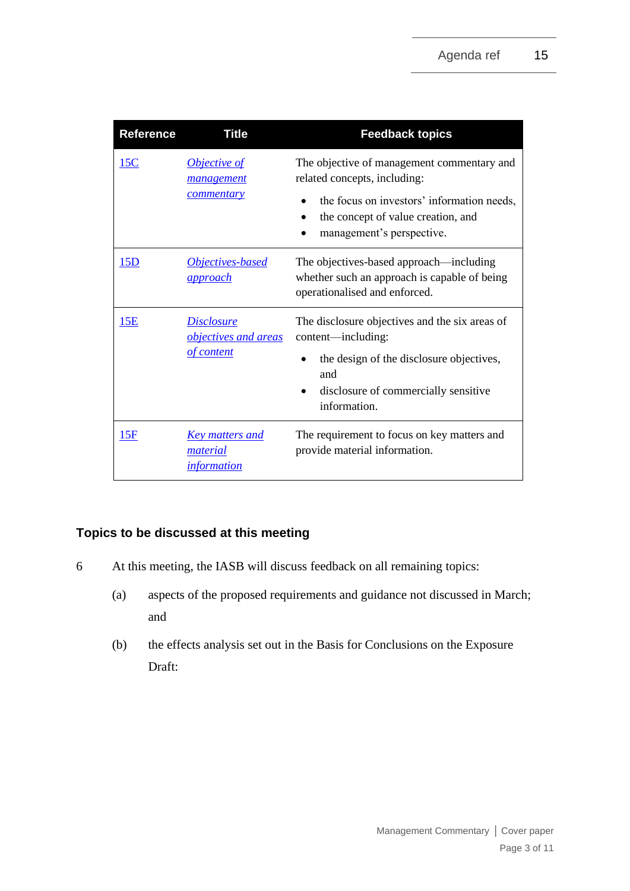| Reference | Title | Feedback topics |
|---|---|---|
| 15C | *Objective of management commentary* | The objective of management commentary and related concepts, including: <br>• the focus on investors' information needs, <br>• the concept of value creation, and <br>• management's perspective. |
| 15D | *Objectives-based approach* | The objectives-based approach—including whether such an approach is capable of being operationalised and enforced. |
| 15E | *Disclosure objectives and areas of content* | The disclosure objectives and the six areas of content—including: <br>• the design of the disclosure objectives, and <br>• disclosure of commercially sensitive information. |
| 15F | *Key matters and material information* | The requirement to focus on key matters and provide material information. |

## Topics to be discussed at this meeting

6 At this meeting, the IASB will discuss feedback on all remaining topics:

(a) aspects of the proposed requirements and guidance not discussed in March; and

(b) the effects analysis set out in the Basis for Conclusions on the Exposure Draft: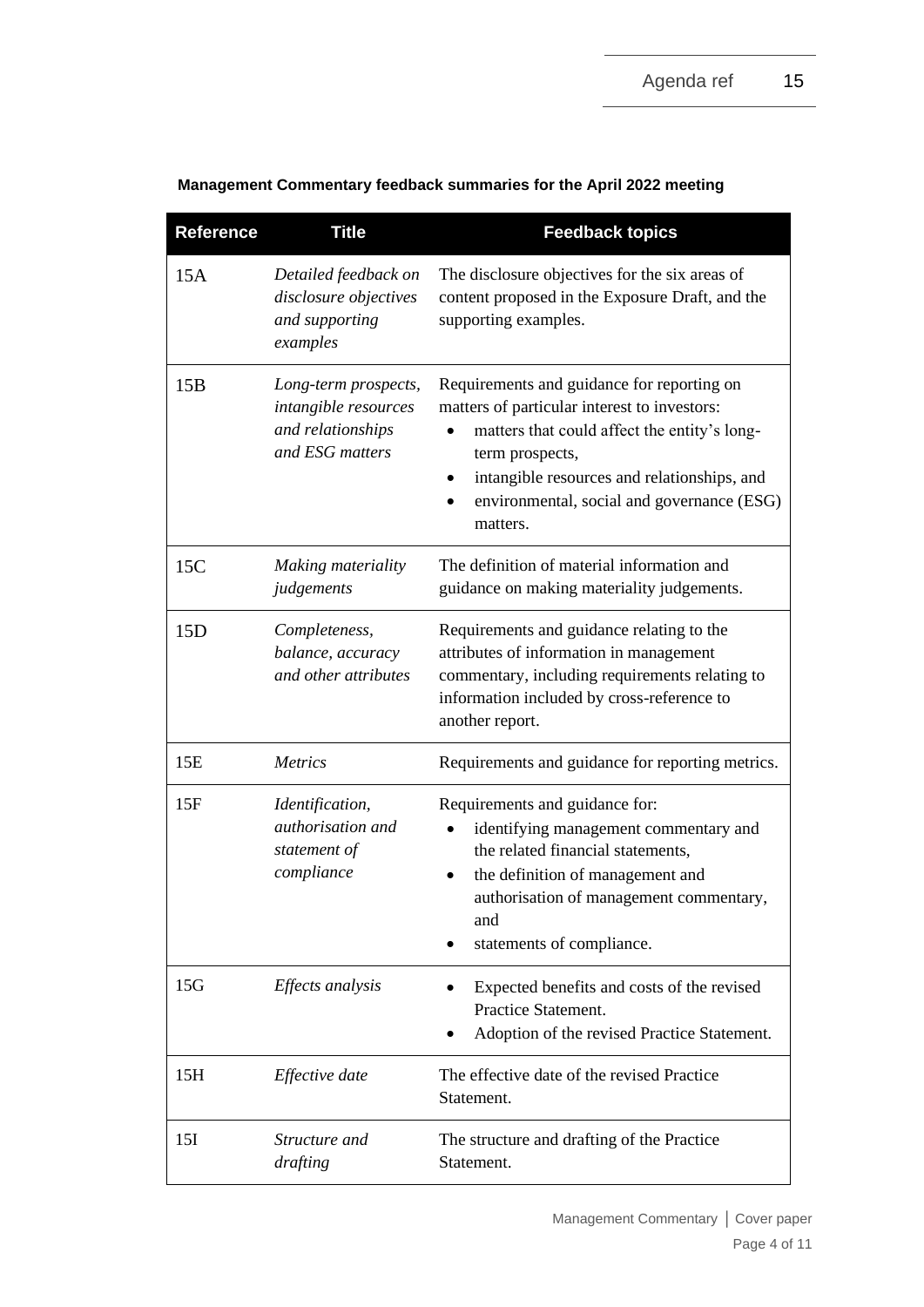**Management Commentary feedback summaries for the April 2022 meeting**

| Reference | Title | Feedback topics |
|---|---|---|
| 15A | *Detailed feedback on disclosure objectives and supporting examples* | The disclosure objectives for the six areas of content proposed in the Exposure Draft, and the supporting examples. |
| 15B | *Long-term prospects, intangible resources and relationships and ESG matters* | Requirements and guidance for reporting on matters of particular interest to investors: <br>• matters that could affect the entity's long-term prospects, <br>• intangible resources and relationships, and <br>• environmental, social and governance (ESG) matters. |
| 15C | *Making materiality judgements* | The definition of material information and guidance on making materiality judgements. |
| 15D | *Completeness, balance, accuracy and other attributes* | Requirements and guidance relating to the attributes of information in management commentary, including requirements relating to information included by cross-reference to another report. |
| 15E | *Metrics* | Requirements and guidance for reporting metrics. |
| 15F | *Identification, authorisation and statement of compliance* | Requirements and guidance for: <br>• identifying management commentary and the related financial statements, <br>• the definition of management and authorisation of management commentary, and <br>• statements of compliance. |
| 15G | *Effects analysis* | • Expected benefits and costs of the revised Practice Statement. <br>• Adoption of the revised Practice Statement. |
| 15H | *Effective date* | The effective date of the revised Practice Statement. |
| 15I | *Structure and drafting* | The structure and drafting of the Practice Statement. |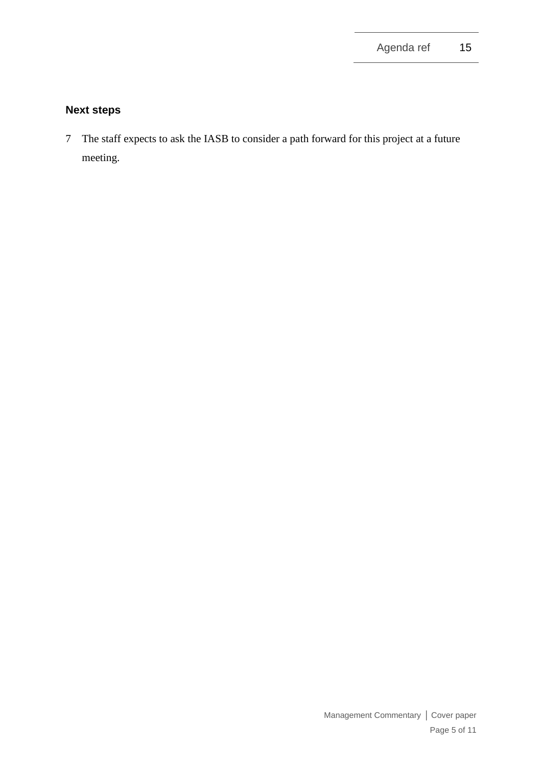## Next steps

7 The staff expects to ask the IASB to consider a path forward for this project at a future meeting.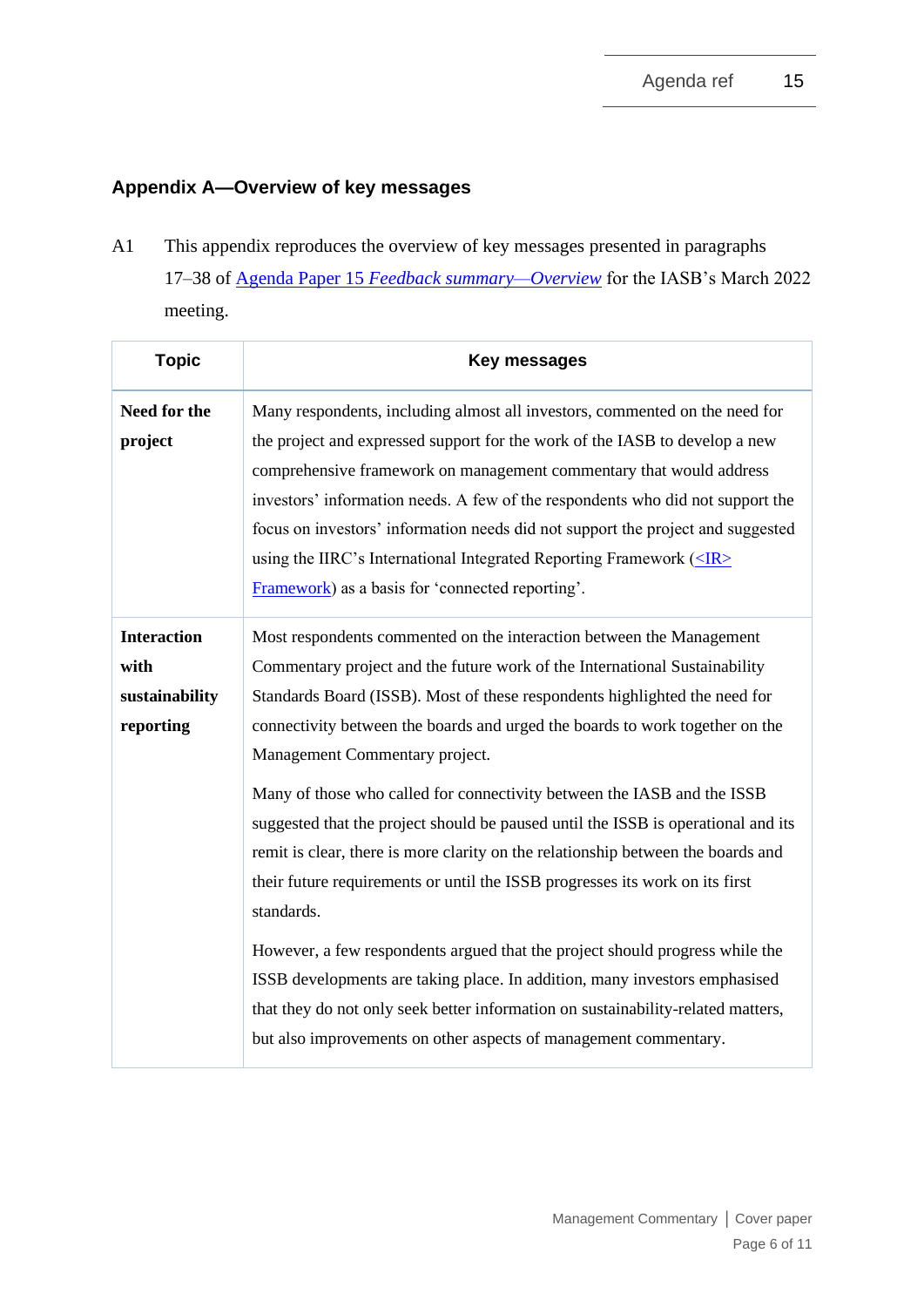## Appendix A—Overview of key messages

A1 This appendix reproduces the overview of key messages presented in paragraphs 17–38 of [Agenda Paper 15 *Feedback summary—Overview*](#) for the IASB's March 2022 meeting.

| Topic | Key messages |
| --- | --- |
| **Need for the project** | Many respondents, including almost all investors, commented on the need for the project and expressed support for the work of the IASB to develop a new comprehensive framework on management commentary that would address investors' information needs. A few of the respondents who did not support the focus on investors' information needs did not support the project and suggested using the IIRC's International Integrated Reporting Framework ([<IR> Framework](#)) as a basis for 'connected reporting'. |
| **Interaction with sustainability reporting** | Most respondents commented on the interaction between the Management Commentary project and the future work of the International Sustainability Standards Board (ISSB). Most of these respondents highlighted the need for connectivity between the boards and urged the boards to work together on the Management Commentary project.<br><br>Many of those who called for connectivity between the IASB and the ISSB suggested that the project should be paused until the ISSB is operational and its remit is clear, there is more clarity on the relationship between the boards and their future requirements or until the ISSB progresses its work on its first standards.<br><br>However, a few respondents argued that the project should progress while the ISSB developments are taking place. In addition, many investors emphasised that they do not only seek better information on sustainability-related matters, but also improvements on other aspects of management commentary. |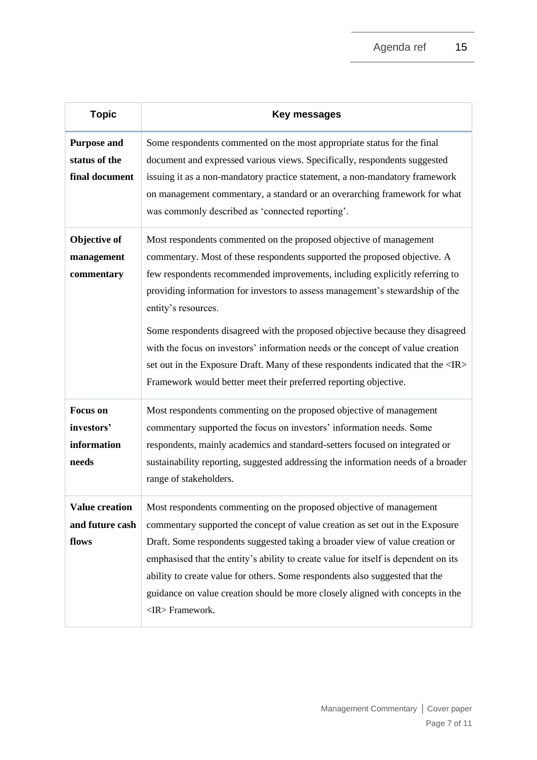| Topic | Key messages |
| --- | --- |
| **Purpose and status of the final document** | Some respondents commented on the most appropriate status for the final document and expressed various views. Specifically, respondents suggested issuing it as a non-mandatory practice statement, a non-mandatory framework on management commentary, a standard or an overarching framework for what was commonly described as 'connected reporting'. |
| **Objective of management commentary** | Most respondents commented on the proposed objective of management commentary. Most of these respondents supported the proposed objective. A few respondents recommended improvements, including explicitly referring to providing information for investors to assess management's stewardship of the entity's resources.<br><br>Some respondents disagreed with the proposed objective because they disagreed with the focus on investors' information needs or the concept of value creation set out in the Exposure Draft. Many of these respondents indicated that the <IR> Framework would better meet their preferred reporting objective. |
| **Focus on investors' information needs** | Most respondents commenting on the proposed objective of management commentary supported the focus on investors' information needs. Some respondents, mainly academics and standard-setters focused on integrated or sustainability reporting, suggested addressing the information needs of a broader range of stakeholders. |
| **Value creation and future cash flows** | Most respondents commenting on the proposed objective of management commentary supported the concept of value creation as set out in the Exposure Draft. Some respondents suggested taking a broader view of value creation or emphasised that the entity's ability to create value for itself is dependent on its ability to create value for others. Some respondents also suggested that the guidance on value creation should be more closely aligned with concepts in the <IR> Framework. |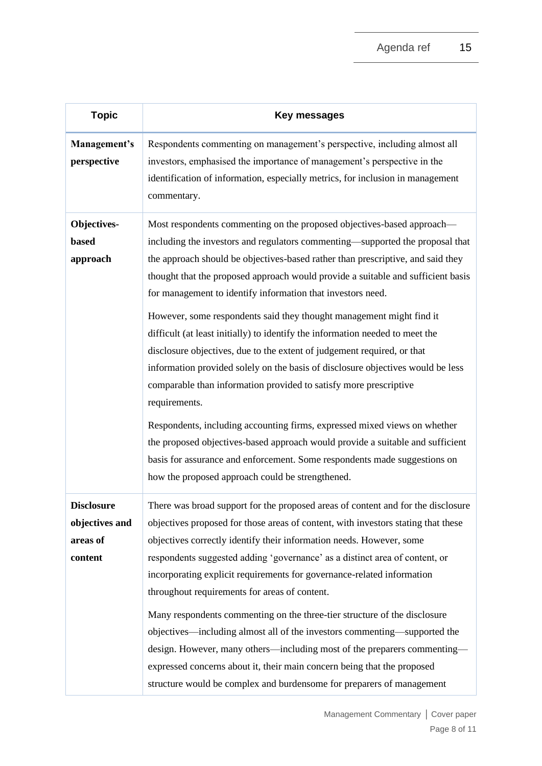| Topic | Key messages |
| --- | --- |
| **Management's perspective** | Respondents commenting on management's perspective, including almost all investors, emphasised the importance of management's perspective in the identification of information, especially metrics, for inclusion in management commentary. |
| **Objectives-based approach** | Most respondents commenting on the proposed objectives-based approach—including the investors and regulators commenting—supported the proposal that the approach should be objectives-based rather than prescriptive, and said they thought that the proposed approach would provide a suitable and sufficient basis for management to identify information that investors need.<br><br>However, some respondents said they thought management might find it difficult (at least initially) to identify the information needed to meet the disclosure objectives, due to the extent of judgement required, or that information provided solely on the basis of disclosure objectives would be less comparable than information provided to satisfy more prescriptive requirements.<br><br>Respondents, including accounting firms, expressed mixed views on whether the proposed objectives-based approach would provide a suitable and sufficient basis for assurance and enforcement. Some respondents made suggestions on how the proposed approach could be strengthened. |
| **Disclosure objectives and areas of content** | There was broad support for the proposed areas of content and for the disclosure objectives proposed for those areas of content, with investors stating that these objectives correctly identify their information needs. However, some respondents suggested adding 'governance' as a distinct area of content, or incorporating explicit requirements for governance-related information throughout requirements for areas of content.<br><br>Many respondents commenting on the three-tier structure of the disclosure objectives—including almost all of the investors commenting—supported the design. However, many others—including most of the preparers commenting—expressed concerns about it, their main concern being that the proposed structure would be complex and burdensome for preparers of management |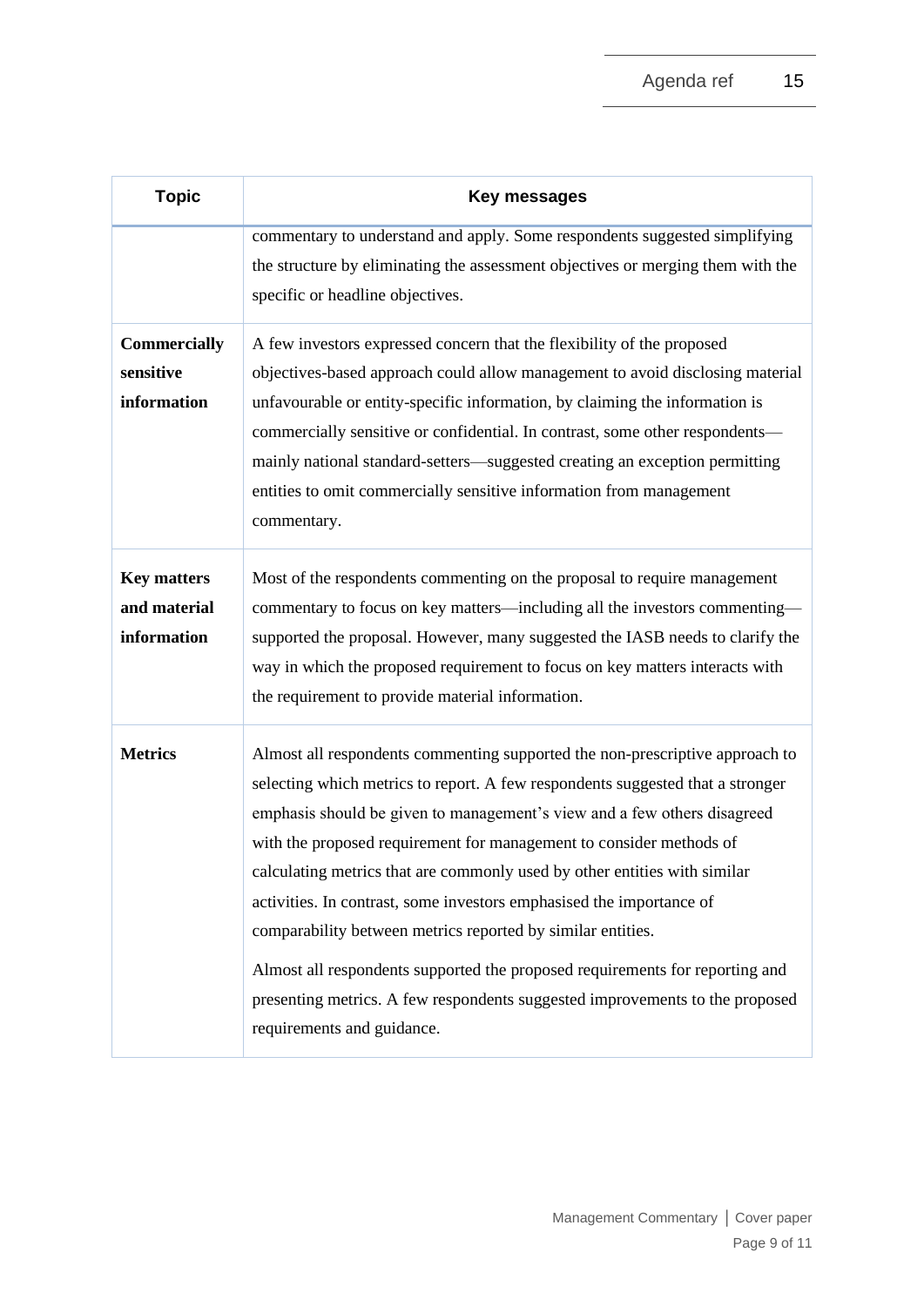| Topic | Key messages |
| --- | --- |
| | commentary to understand and apply. Some respondents suggested simplifying the structure by eliminating the assessment objectives or merging them with the specific or headline objectives. |
| **Commercially sensitive information** | A few investors expressed concern that the flexibility of the proposed objectives-based approach could allow management to avoid disclosing material unfavourable or entity-specific information, by claiming the information is commercially sensitive or confidential. In contrast, some other respondents—mainly national standard-setters—suggested creating an exception permitting entities to omit commercially sensitive information from management commentary. |
| **Key matters and material information** | Most of the respondents commenting on the proposal to require management commentary to focus on key matters—including all the investors commenting—supported the proposal. However, many suggested the IASB needs to clarify the way in which the proposed requirement to focus on key matters interacts with the requirement to provide material information. |
| **Metrics** | Almost all respondents commenting supported the non-prescriptive approach to selecting which metrics to report. A few respondents suggested that a stronger emphasis should be given to management's view and a few others disagreed with the proposed requirement for management to consider methods of calculating metrics that are commonly used by other entities with similar activities. In contrast, some investors emphasised the importance of comparability between metrics reported by similar entities.<br><br>Almost all respondents supported the proposed requirements for reporting and presenting metrics. A few respondents suggested improvements to the proposed requirements and guidance. |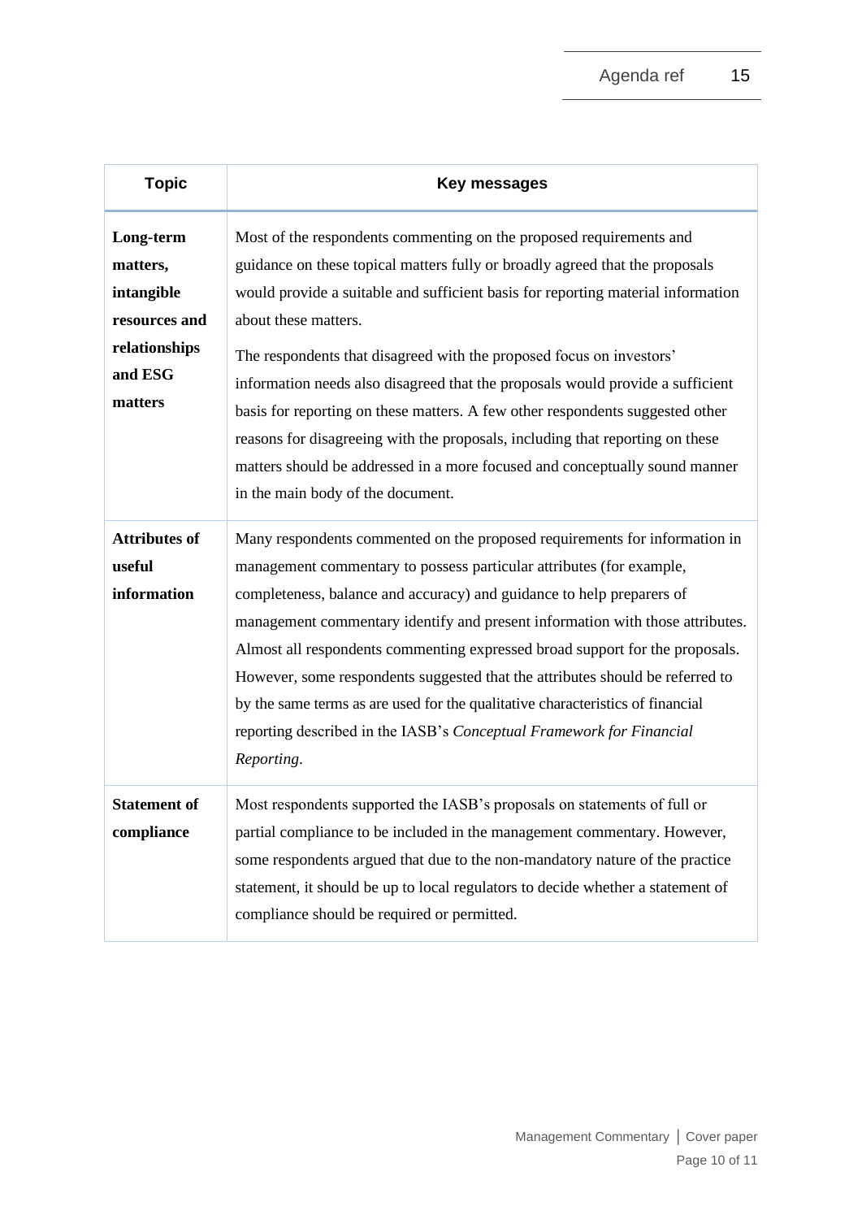| Topic | Key messages |
| --- | --- |
| **Long-term matters, intangible resources and relationships and ESG matters** | Most of the respondents commenting on the proposed requirements and guidance on these topical matters fully or broadly agreed that the proposals would provide a suitable and sufficient basis for reporting material information about these matters.<br><br>The respondents that disagreed with the proposed focus on investors' information needs also disagreed that the proposals would provide a sufficient basis for reporting on these matters. A few other respondents suggested other reasons for disagreeing with the proposals, including that reporting on these matters should be addressed in a more focused and conceptually sound manner in the main body of the document. |
| **Attributes of useful information** | Many respondents commented on the proposed requirements for information in management commentary to possess particular attributes (for example, completeness, balance and accuracy) and guidance to help preparers of management commentary identify and present information with those attributes. Almost all respondents commenting expressed broad support for the proposals. However, some respondents suggested that the attributes should be referred to by the same terms as are used for the qualitative characteristics of financial reporting described in the IASB's *Conceptual Framework for Financial Reporting*. |
| **Statement of compliance** | Most respondents supported the IASB's proposals on statements of full or partial compliance to be included in the management commentary. However, some respondents argued that due to the non-mandatory nature of the practice statement, it should be up to local regulators to decide whether a statement of compliance should be required or permitted. |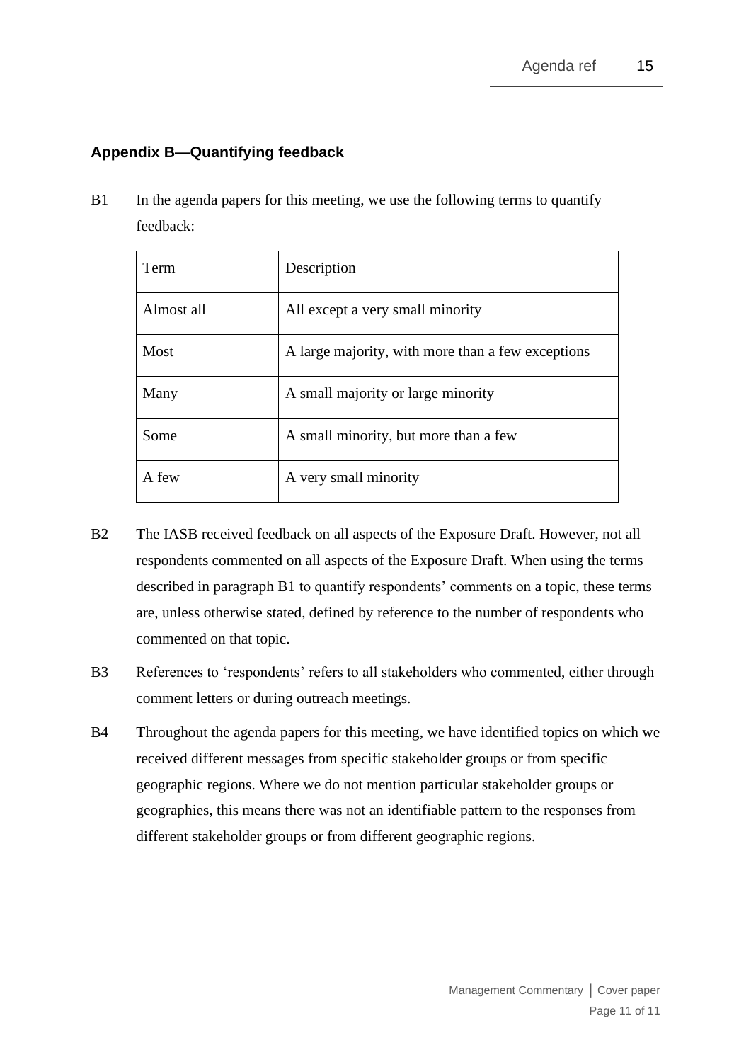## Appendix B—Quantifying feedback

B1 In the agenda papers for this meeting, we use the following terms to quantify feedback:

| Term | Description |
|---|---|
| Almost all | All except a very small minority |
| Most | A large majority, with more than a few exceptions |
| Many | A small majority or large minority |
| Some | A small minority, but more than a few |
| A few | A very small minority |

B2 The IASB received feedback on all aspects of the Exposure Draft. However, not all respondents commented on all aspects of the Exposure Draft. When using the terms described in paragraph B1 to quantify respondents' comments on a topic, these terms are, unless otherwise stated, defined by reference to the number of respondents who commented on that topic.

B3 References to 'respondents' refers to all stakeholders who commented, either through comment letters or during outreach meetings.

B4 Throughout the agenda papers for this meeting, we have identified topics on which we received different messages from specific stakeholder groups or from specific geographic regions. Where we do not mention particular stakeholder groups or geographies, this means there was not an identifiable pattern to the responses from different stakeholder groups or from different geographic regions.